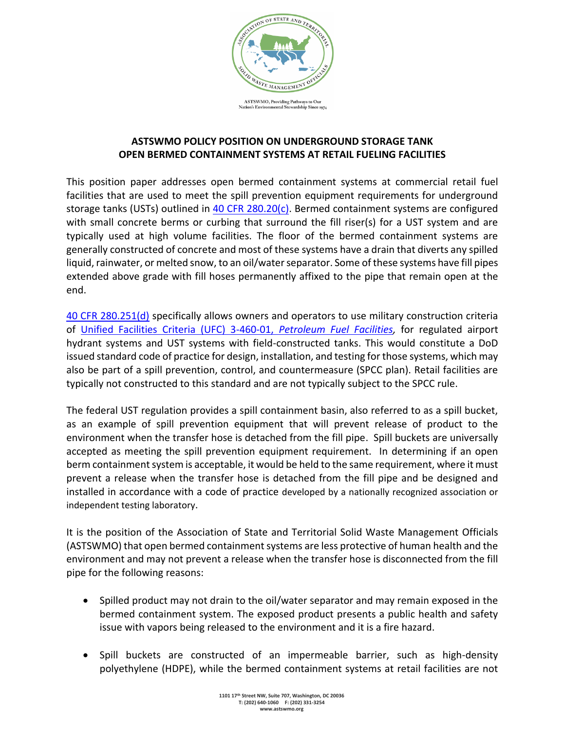ASTSWMO, Providing Pathways to Our Nation's Environmental Stewardship Since 1974

# ASTSWMO POLICY POSITION ON UNDERGROUND STORAGE TANK OPEN BERMED CONTAINMENT SYSTEMS AT RETAIL FUELING FACILITIES

This position paper addresses open bermed containment systems at commercial retail fuel facilities that are used to meet the spill prevention equipment requirements for underground storage tanks (USTs) outlined in 40 CFR 280.20(c). Bermed containment systems are configured with small concrete berms or curbing that surround the fill riser(s) for a UST system and are typically used at high volume facilities. The floor of the bermed containment systems are generally constructed of concrete and most of these systems have a drain that diverts any spilled liquid, rainwater, or melted snow, to an oil/water separator. Some of these systems have fill pipes extended above grade with fill hoses permanently affixed to the pipe that remain open at the end.

40 CFR 280.251(d) specifically allows owners and operators to use military construction criteria of Unified Facilities Criteria (UFC) 3-460-01, *Petroleum Fuel Facilities*, for regulated airport hydrant systems and UST systems with field-constructed tanks. This would constitute a DoD issued standard code of practice for design, installation, and testing for those systems, which may also be part of a spill prevention, control, and countermeasure (SPCC plan). Retail facilities are typically not constructed to this standard and are not typically subject to the SPCC rule.

The federal UST regulation provides a spill containment basin, also referred to as a spill bucket, as an example of spill prevention equipment that will prevent release of product to the environment when the transfer hose is detached from the fill pipe. Spill buckets are universally accepted as meeting the spill prevention equipment requirement. In determining if an open berm containment system is acceptable, it would be held to the same requirement, where it must prevent a release when the transfer hose is detached from the fill pipe and be designed and installed in accordance with a code of practice developed by a nationally recognized association or independent testing laboratory.

It is the position of the Association of State and Territorial Solid Waste Management Officials (ASTSWMO) that open bermed containment systems are less protective of human health and the environment and may not prevent a release when the transfer hose is disconnected from the fill pipe for the following reasons:

- Spilled product may not drain to the oil/water separator and may remain exposed in the bermed containment system. The exposed product presents a public health and safety issue with vapors being released to the environment and it is a fire hazard.

- Spill buckets are constructed of an impermeable barrier, such as high-density polyethylene (HDPE), while the bermed containment systems at retail facilities are not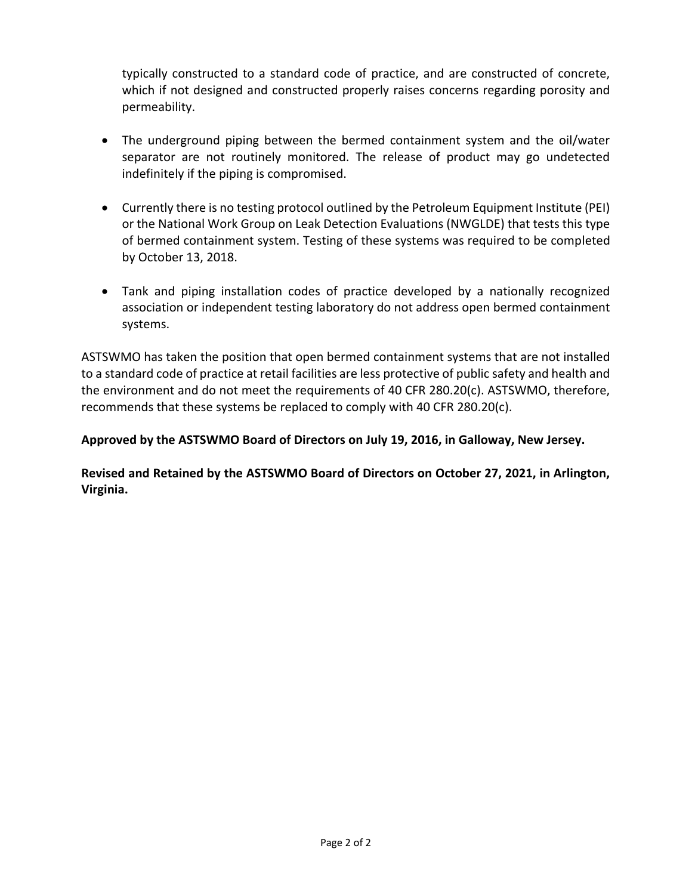typically constructed to a standard code of practice, and are constructed of concrete, which if not designed and constructed properly raises concerns regarding porosity and permeability.

- The underground piping between the bermed containment system and the oil/water separator are not routinely monitored. The release of product may go undetected indefinitely if the piping is compromised.

- Currently there is no testing protocol outlined by the Petroleum Equipment Institute (PEI) or the National Work Group on Leak Detection Evaluations (NWGLDE) that tests this type of bermed containment system. Testing of these systems was required to be completed by October 13, 2018.

- Tank and piping installation codes of practice developed by a nationally recognized association or independent testing laboratory do not address open bermed containment systems.

ASTSWMO has taken the position that open bermed containment systems that are not installed to a standard code of practice at retail facilities are less protective of public safety and health and the environment and do not meet the requirements of 40 CFR 280.20(c). ASTSWMO, therefore, recommends that these systems be replaced to comply with 40 CFR 280.20(c).

**Approved by the ASTSWMO Board of Directors on July 19, 2016, in Galloway, New Jersey.**

**Revised and Retained by the ASTSWMO Board of Directors on October 27, 2021, in Arlington, Virginia.**